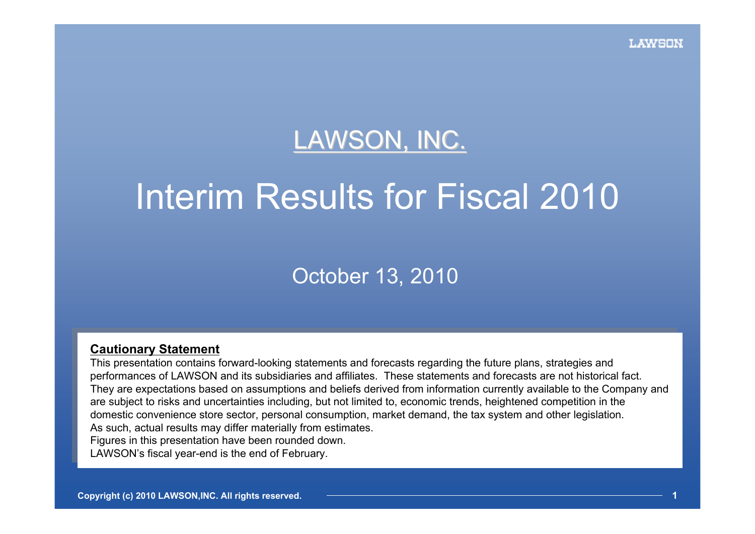# LAWSON, INC.

# Interim Results for Fiscal 2010

October 13, 2010

**Cautionary Statement**

This presentation contains forward-looking statements and forecasts regarding the future plans, strategies and performances of LAWSON and its subsidiaries and affiliates. These statements and forecasts are not historical fact. They are expectations based on assumptions and beliefs derived from information currently available to the Company and are subject to risks and uncertainties including, but not limited to, economic trends, heightened competition in the domestic convenience store sector, personal consumption, market demand, the tax system and other legislation.
As such, actual results may differ materially from estimates.
Figures in this presentation have been rounded down.
LAWSON's fiscal year-end is the end of February.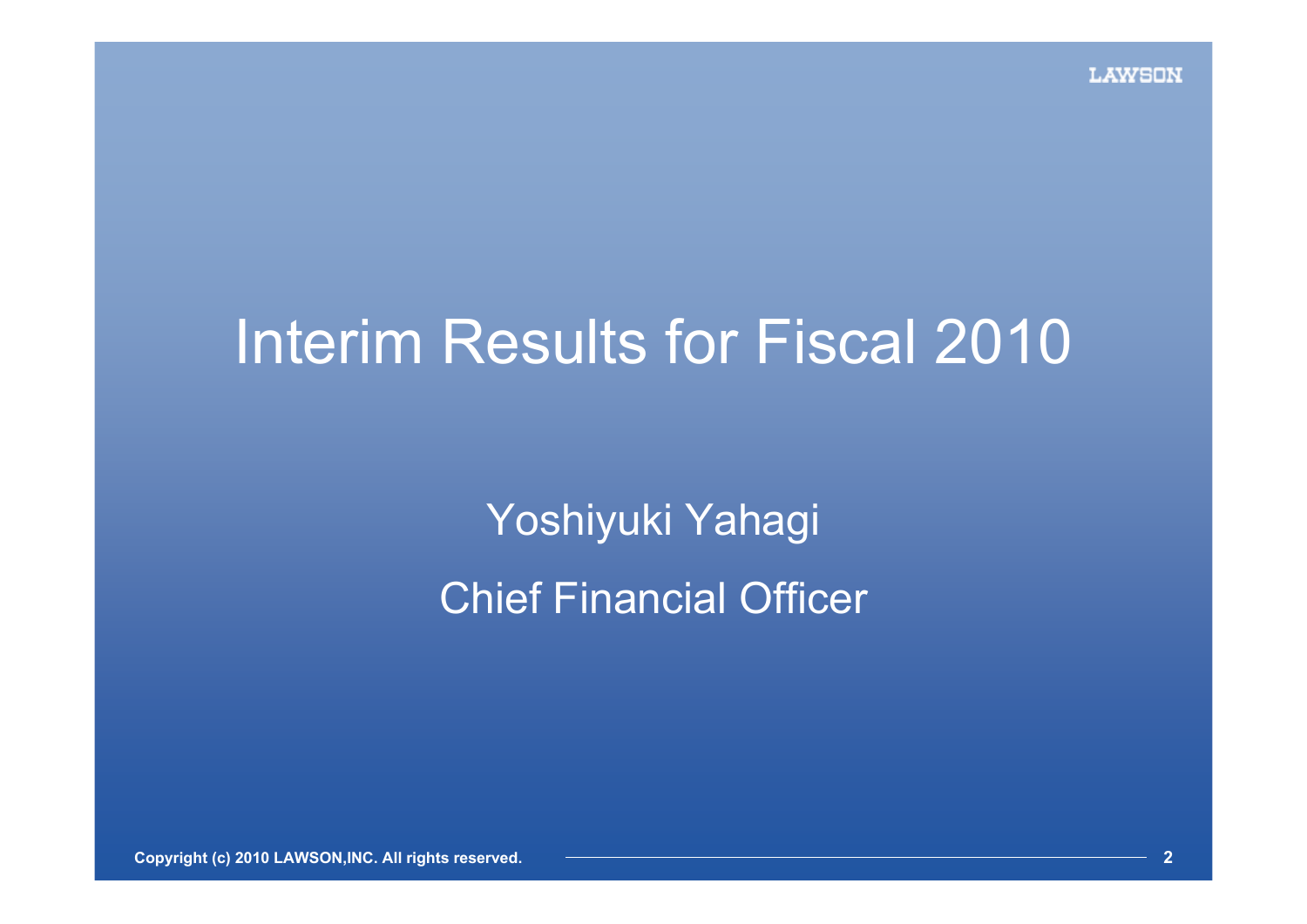# Interim Results for Fiscal 2010

Yoshiyuki Yahagi

Chief Financial Officer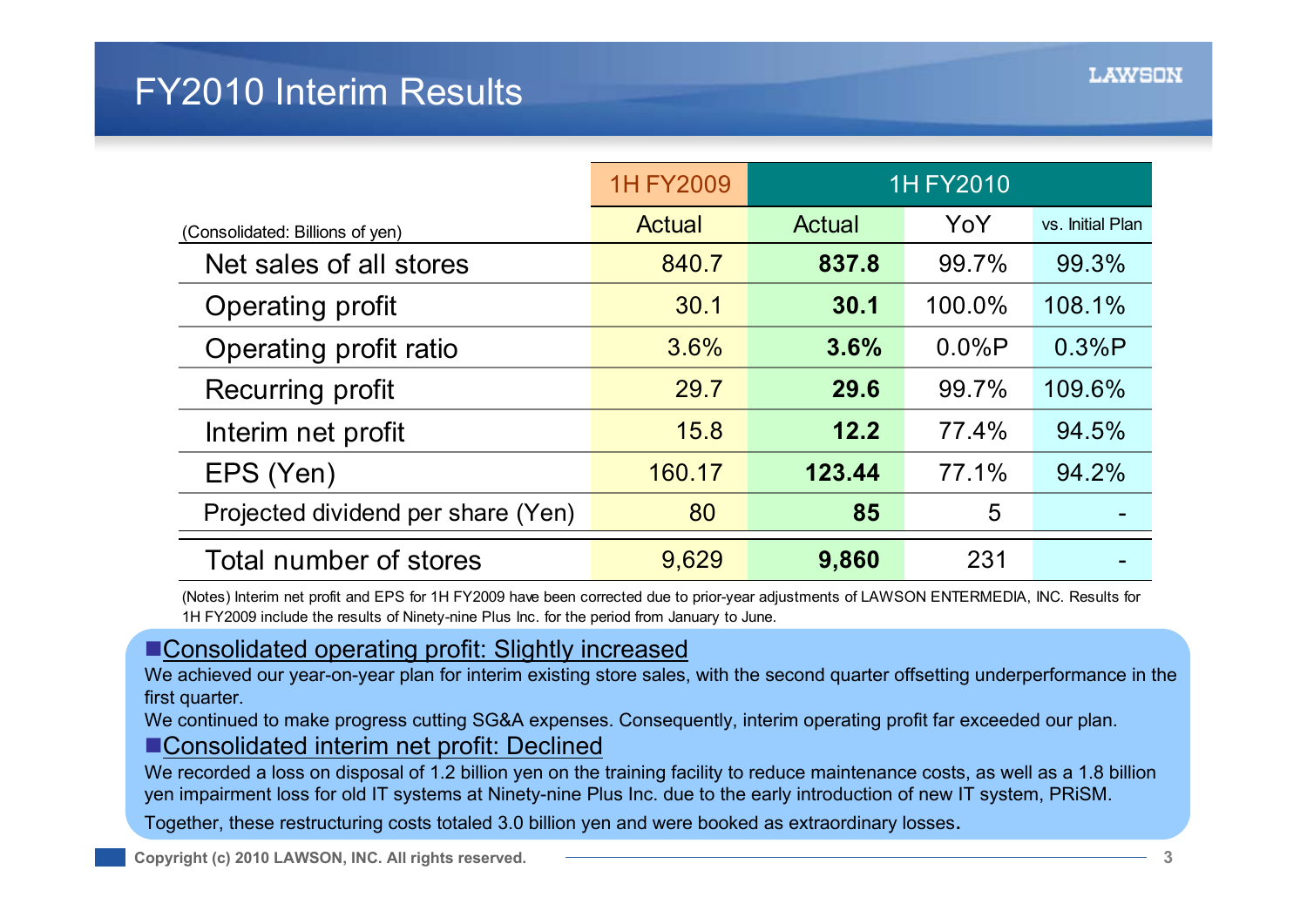# FY2010 Interim Results

| (Consolidated: Billions of yen) | 1H FY2009 | 1H FY2010 | | |
|---|---|---|---|---|
| | Actual | Actual | YoY | vs. Initial Plan |
| Net sales of all stores | 840.7 | **837.8** | 99.7% | 99.3% |
| Operating profit | 30.1 | **30.1** | 100.0% | 108.1% |
| Operating profit ratio | 3.6% | **3.6%** | 0.0%P | 0.3%P |
| Recurring profit | 29.7 | **29.6** | 99.7% | 109.6% |
| Interim net profit | 15.8 | **12.2** | 77.4% | 94.5% |
| EPS (Yen) | 160.17 | **123.44** | 77.1% | 94.2% |
| Projected dividend per share (Yen) | 80 | **85** | 5 | - |
| Total number of stores | 9,629 | **9,860** | 231 | - |

(Notes) Interim net profit and EPS for 1H FY2009 have been corrected due to prior-year adjustments of LAWSON ENTERMEDIA, INC. Results for 1H FY2009 include the results of Ninety-nine Plus Inc. for the period from January to June.

■Consolidated operating profit: Slightly increased

We achieved our year-on-year plan for interim existing store sales, with the second quarter offsetting underperformance in the first quarter.

We continued to make progress cutting SG&A expenses. Consequently, interim operating profit far exceeded our plan.

■Consolidated interim net profit: Declined

We recorded a loss on disposal of 1.2 billion yen on the training facility to reduce maintenance costs, as well as a 1.8 billion yen impairment loss for old IT systems at Ninety-nine Plus Inc. due to the early introduction of new IT system, PRiSM.

Together, these restructuring costs totaled 3.0 billion yen and were booked as extraordinary losses.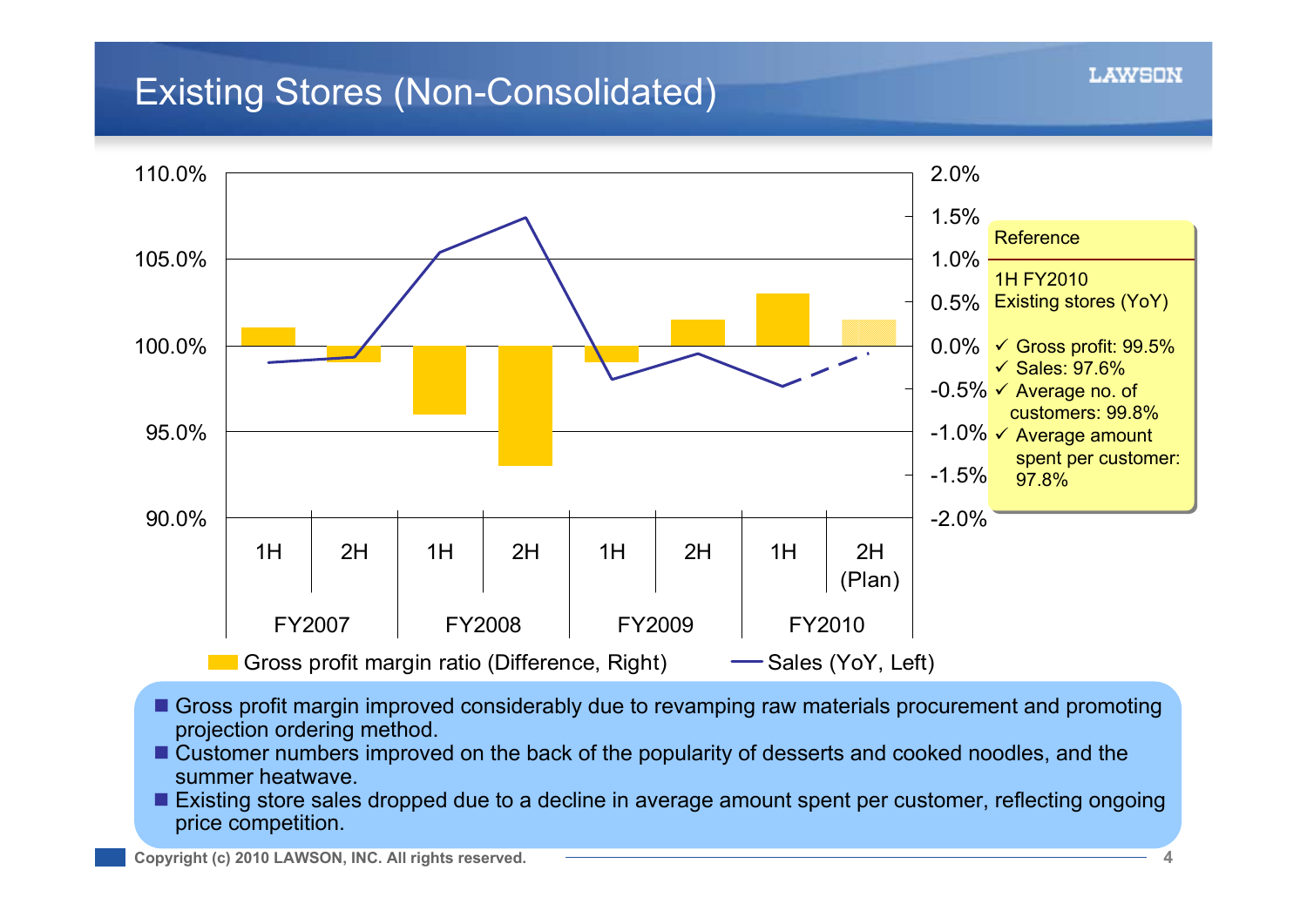# Existing Stores (Non-Consolidated)

Reference

1H FY2010
Existing stores (YoY)

- ✓ Gross profit: 99.5%
- ✓ Sales: 97.6%
- ✓ Average no. of customers: 99.8%
- ✓ Average amount spent per customer: 97.8%

Gross profit margin ratio (Difference, Right) — Sales (YoY, Left)

| | FY2007 1H | FY2007 2H | FY2008 1H | FY2008 2H | FY2009 1H | FY2009 2H | FY2010 1H | FY2010 2H (Plan) |
|---|---|---|---|---|---|---|---|---|

- Gross profit margin improved considerably due to revamping raw materials procurement and promoting projection ordering method.
- Customer numbers improved on the back of the popularity of desserts and cooked noodles, and the summer heatwave.
- Existing store sales dropped due to a decline in average amount spent per customer, reflecting ongoing price competition.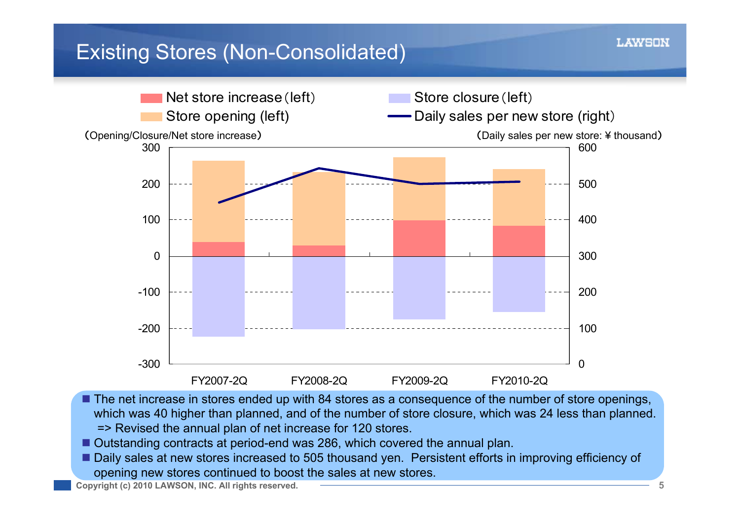# Existing Stores (Non-Consolidated)

Net store increase (left) | Store closure (left) | Store opening (left) | Daily sales per new store (right)

(Opening/Closure/Net store increase) (Daily sales per new store: ¥ thousand)

FY2007-2Q | FY2008-2Q | FY2009-2Q | FY2010-2Q

- The net increase in stores ended up with 84 stores as a consequence of the number of store openings, which was 40 higher than planned, and of the number of store closure, which was 24 less than planned.
  => Revised the annual plan of net increase for 120 stores.
- Outstanding contracts at period-end was 286, which covered the annual plan.
- Daily sales at new stores increased to 505 thousand yen. Persistent efforts in improving efficiency of opening new stores continued to boost the sales at new stores.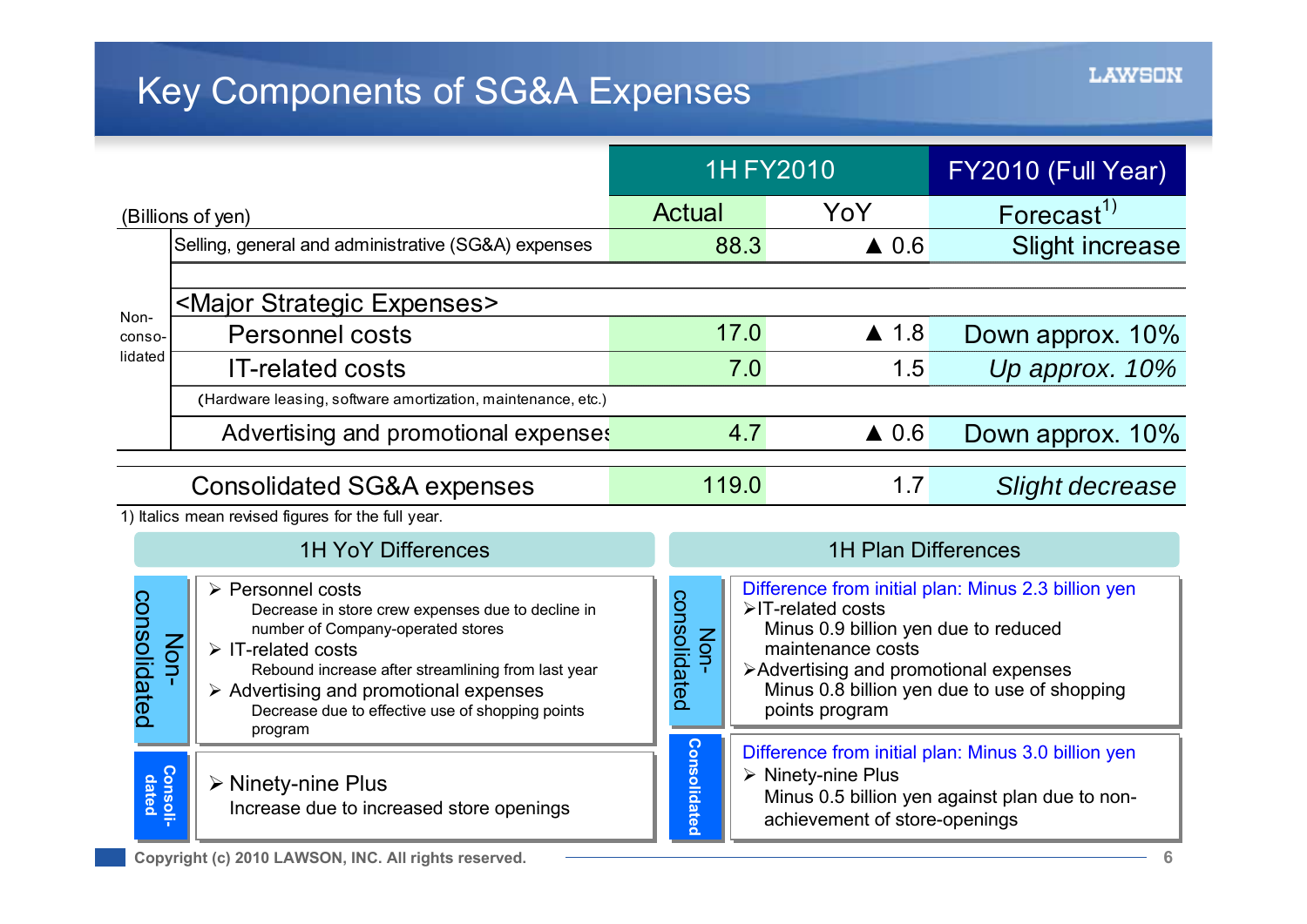# Key Components of SG&A Expenses

| (Billions of yen) | | 1H FY2010 Actual | 1H FY2010 YoY | FY2010 (Full Year) Forecast[1] |
|---|---|---|---|---|
| Non-consolidated | Selling, general and administrative (SG&A) expenses | 88.3 | ▲ 0.6 | Slight increase |
| | <Major Strategic Expenses> | | | |
| | Personnel costs | 17.0 | ▲ 1.8 | Down approx. 10% |
| | IT-related costs (Hardware leasing, software amortization, maintenance, etc.) | 7.0 | 1.5 | *Up approx. 10%* |
| | Advertising and promotional expenses | 4.7 | ▲ 0.6 | Down approx. 10% |
| Consolidated SG&A expenses | | 119.0 | 1.7 | *Slight decrease* |

1) Italics mean revised figures for the full year.

## 1H YoY Differences

**Non-consolidated**

- Personnel costs
  - Decrease in store crew expenses due to decline in number of Company-operated stores
- IT-related costs
  - Rebound increase after streamlining from last year
- Advertising and promotional expenses
  - Decrease due to effective use of shopping points program

**Consolidated**

- Ninety-nine Plus
  - Increase due to increased store openings

## 1H Plan Differences

**Non-consolidated**

Difference from initial plan: Minus 2.3 billion yen

- IT-related costs
  - Minus 0.9 billion yen due to reduced maintenance costs
- Advertising and promotional expenses
  - Minus 0.8 billion yen due to use of shopping points program

**Consolidated**

Difference from initial plan: Minus 3.0 billion yen

- Ninety-nine Plus
  - Minus 0.5 billion yen against plan due to non-achievement of store-openings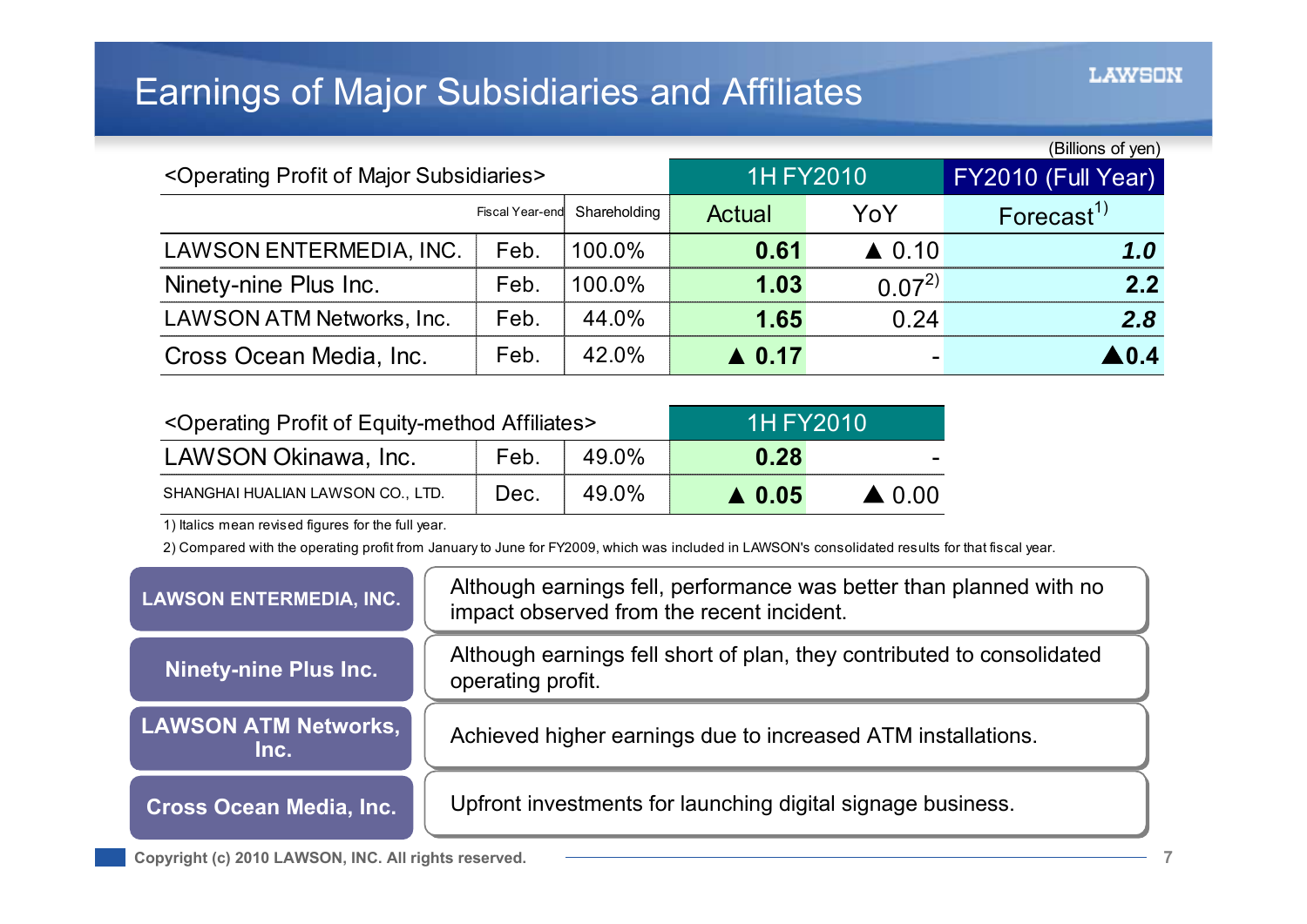# Earnings of Major Subsidiaries and Affiliates

(Billions of yen)

| <Operating Profit of Major Subsidiaries> | Fiscal Year-end | Shareholding | 1H FY2010 Actual | 1H FY2010 YoY | FY2010 (Full Year) Forecast[1] |
|---|---|---|---|---|---|
| LAWSON ENTERMEDIA, INC. | Feb. | 100.0% | **0.61** | ▲ 0.10 | ***1.0*** |
| Ninety-nine Plus Inc. | Feb. | 100.0% | **1.03** | 0.07[2] | **2.2** |
| LAWSON ATM Networks, Inc. | Feb. | 44.0% | **1.65** | 0.24 | ***2.8*** |
| Cross Ocean Media, Inc. | Feb. | 42.0% | **▲ 0.17** | - | **▲0.4** |

| <Operating Profit of Equity-method Affiliates> | Fiscal Year-end | Shareholding | 1H FY2010 Actual | 1H FY2010 YoY |
|---|---|---|---|---|
| LAWSON Okinawa, Inc. | Feb. | 49.0% | **0.28** | - |
| SHANGHAI HUALIAN LAWSON CO., LTD. | Dec. | 49.0% | **▲ 0.05** | ▲ 0.00 |

1) Italics mean revised figures for the full year.

2) Compared with the operating profit from January to June for FY2009, which was included in LAWSON's consolidated results for that fiscal year.

**LAWSON ENTERMEDIA, INC.**: Although earnings fell, performance was better than planned with no impact observed from the recent incident.

**Ninety-nine Plus Inc.**: Although earnings fell short of plan, they contributed to consolidated operating profit.

**LAWSON ATM Networks, Inc.**: Achieved higher earnings due to increased ATM installations.

**Cross Ocean Media, Inc.**: Upfront investments for launching digital signage business.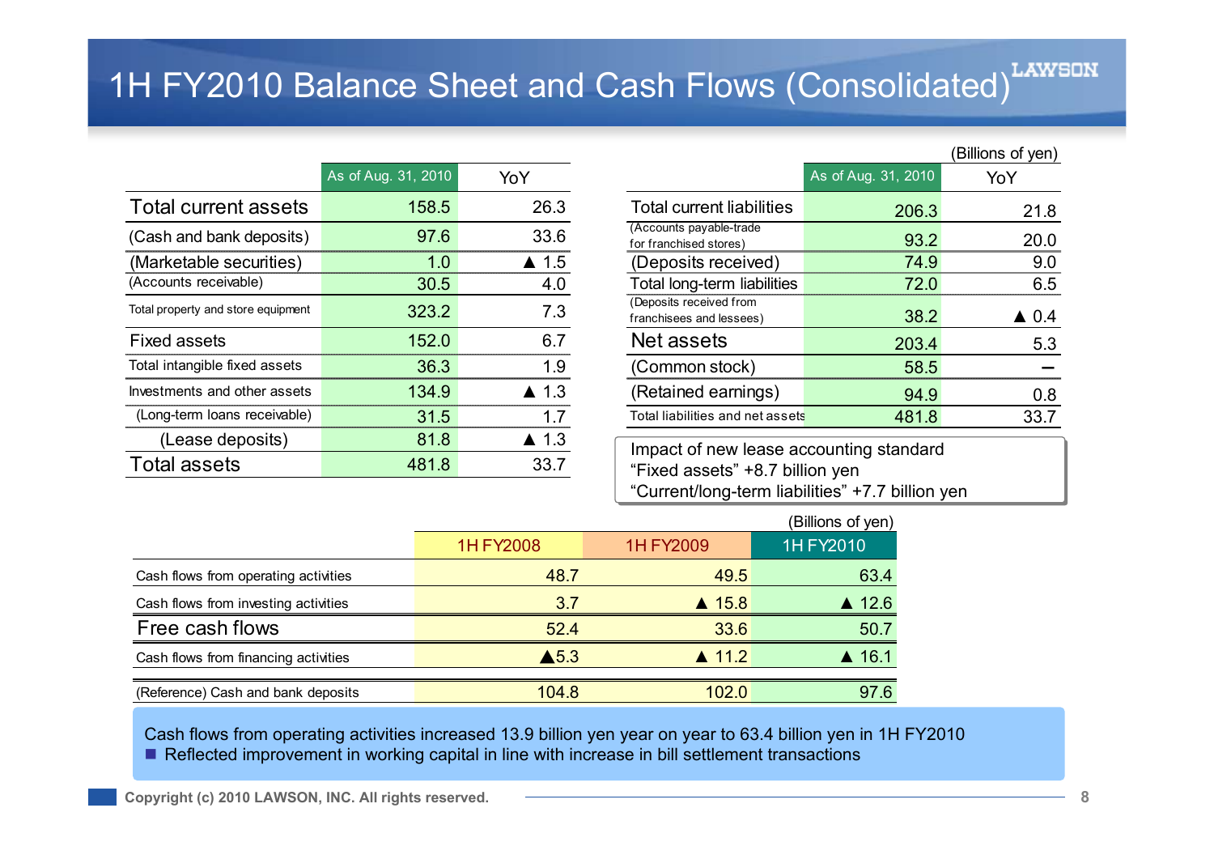# 1H FY2010 Balance Sheet and Cash Flows (Consolidated)

(Billions of yen)

| | As of Aug. 31, 2010 | YoY |
|---|---|---|
| Total current assets | 158.5 | 26.3 |
| (Cash and bank deposits) | 97.6 | 33.6 |
| (Marketable securities) | 1.0 | ▲ 1.5 |
| (Accounts receivable) | 30.5 | 4.0 |
| Total property and store equipment | 323.2 | 7.3 |
| Fixed assets | 152.0 | 6.7 |
| Total intangible fixed assets | 36.3 | 1.9 |
| Investments and other assets | 134.9 | ▲ 1.3 |
| (Long-term loans receivable) | 31.5 | 1.7 |
| (Lease deposits) | 81.8 | ▲ 1.3 |
| Total assets | 481.8 | 33.7 |

| | As of Aug. 31, 2010 | YoY |
|---|---|---|
| Total current liabilities | 206.3 | 21.8 |
| (Accounts payable-trade for franchised stores) | 93.2 | 20.0 |
| (Deposits received) | 74.9 | 9.0 |
| Total long-term liabilities | 72.0 | 6.5 |
| (Deposits received from franchisees and lessees) | 38.2 | ▲ 0.4 |
| Net assets | 203.4 | 5.3 |
| (Common stock) | 58.5 | – |
| (Retained earnings) | 94.9 | 0.8 |
| Total liabilities and net assets | 481.8 | 33.7 |

Impact of new lease accounting standard
“Fixed assets” +8.7 billion yen
“Current/long-term liabilities” +7.7 billion yen

(Billions of yen)

| | 1H FY2008 | 1H FY2009 | 1H FY2010 |
|---|---|---|---|
| Cash flows from operating activities | 48.7 | 49.5 | 63.4 |
| Cash flows from investing activities | 3.7 | ▲ 15.8 | ▲ 12.6 |
| Free cash flows | 52.4 | 33.6 | 50.7 |
| Cash flows from financing activities | ▲5.3 | ▲ 11.2 | ▲ 16.1 |
| (Reference) Cash and bank deposits | 104.8 | 102.0 | 97.6 |

Cash flows from operating activities increased 13.9 billion yen year on year to 63.4 billion yen in 1H FY2010

- Reflected improvement in working capital in line with increase in bill settlement transactions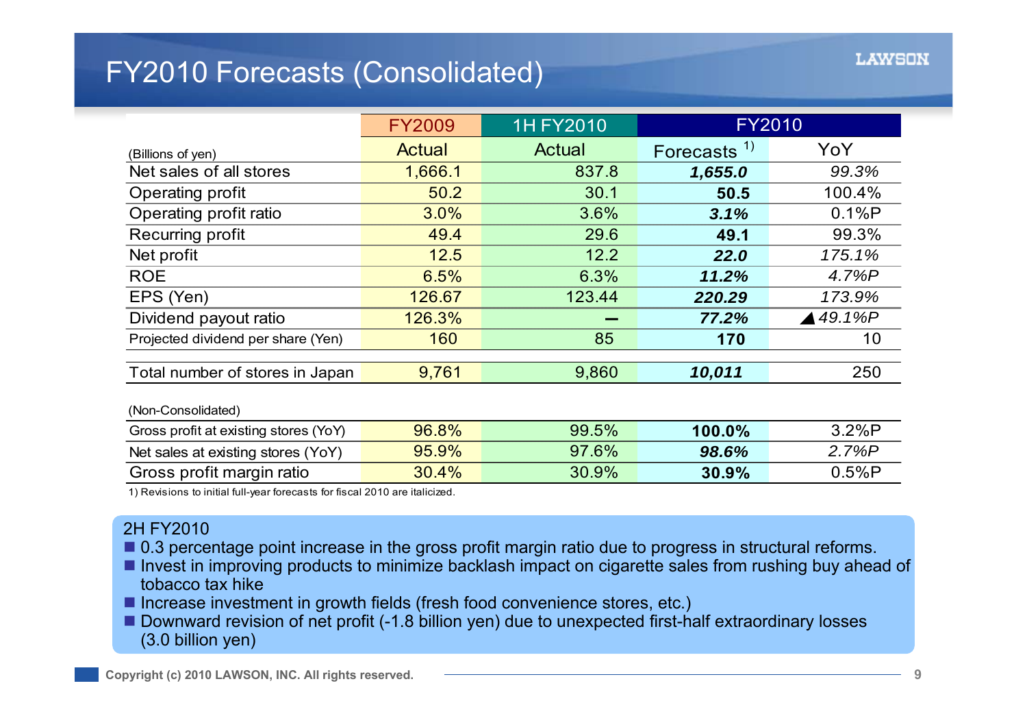# FY2010 Forecasts (Consolidated)

| (Billions of yen) | FY2009 Actual | 1H FY2010 Actual | FY2010 Forecasts [1] | FY2010 YoY |
|---|---|---|---|---|
| Net sales of all stores | 1,666.1 | 837.8 | ***1,655.0*** | *99.3%* |
| Operating profit | 50.2 | 30.1 | **50.5** | 100.4% |
| Operating profit ratio | 3.0% | 3.6% | ***3.1%*** | 0.1%P |
| Recurring profit | 49.4 | 29.6 | **49.1** | 99.3% |
| Net profit | 12.5 | 12.2 | ***22.0*** | *175.1%* |
| ROE | 6.5% | 6.3% | ***11.2%*** | *4.7%P* |
| EPS (Yen) | 126.67 | 123.44 | ***220.29*** | *173.9%* |
| Dividend payout ratio | 126.3% | − | ***77.2%*** | *▲49.1%P* |
| Projected dividend per share (Yen) | 160 | 85 | **170** | 10 |
| Total number of stores in Japan | 9,761 | 9,860 | ***10,011*** | 250 |

(Non-Consolidated)

| | FY2009 Actual | 1H FY2010 Actual | FY2010 Forecasts [1] | FY2010 YoY |
|---|---|---|---|---|
| Gross profit at existing stores (YoY) | 96.8% | 99.5% | **100.0%** | 3.2%P |
| Net sales at existing stores (YoY) | 95.9% | 97.6% | ***98.6%*** | *2.7%P* |
| Gross profit margin ratio | 30.4% | 30.9% | **30.9%** | 0.5%P |

1) Revisions to initial full-year forecasts for fiscal 2010 are italicized.

2H FY2010

- 0.3 percentage point increase in the gross profit margin ratio due to progress in structural reforms.
- Invest in improving products to minimize backlash impact on cigarette sales from rushing buy ahead of tobacco tax hike
- Increase investment in growth fields (fresh food convenience stores, etc.)
- Downward revision of net profit (-1.8 billion yen) due to unexpected first-half extraordinary losses (3.0 billion yen)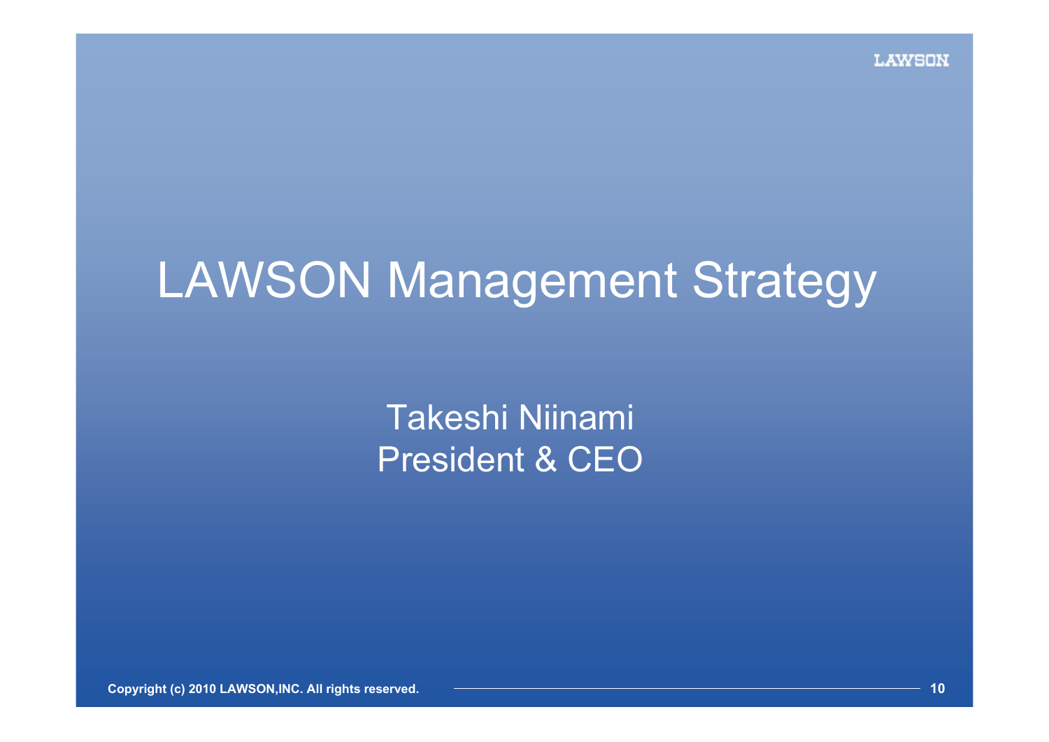# LAWSON Management Strategy

Takeshi Niinami
President & CEO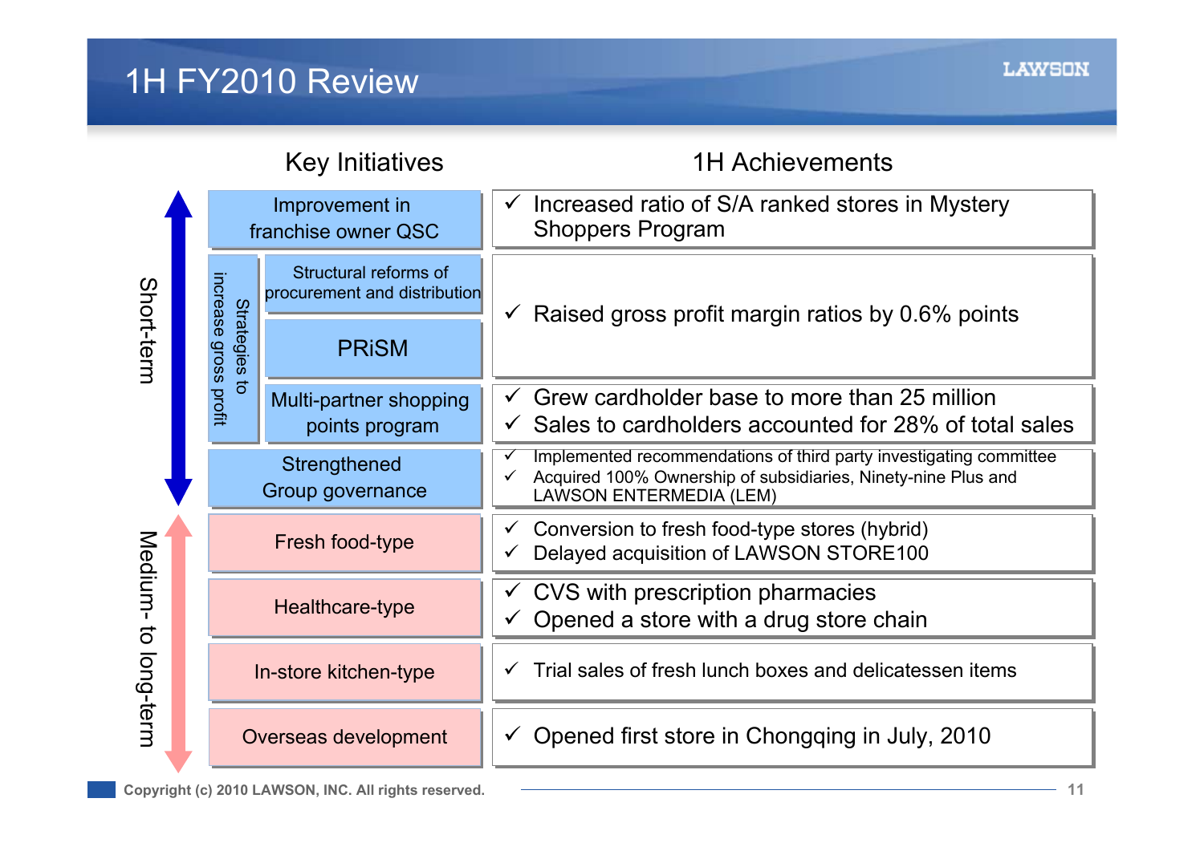# 1H FY2010 Review

| Term | Key Initiatives | | 1H Achievements |
|---|---|---|---|
| Short-term | Improvement in franchise owner QSC | | ✓ Increased ratio of S/A ranked stores in Mystery Shoppers Program |
| | Strategies to increase gross profit | Structural reforms of procurement and distribution | ✓ Raised gross profit margin ratios by 0.6% points |
| | | PRiSM | |
| | | Multi-partner shopping points program | ✓ Grew cardholder base to more than 25 million<br>✓ Sales to cardholders accounted for 28% of total sales |
| | Strengthened Group governance | | ✓ Implemented recommendations of third party investigating committee<br>✓ Acquired 100% Ownership of subsidiaries, Ninety-nine Plus and LAWSON ENTERMEDIA (LEM) |
| Medium- to long-term | Fresh food-type | | ✓ Conversion to fresh food-type stores (hybrid)<br>✓ Delayed acquisition of LAWSON STORE100 |
| | Healthcare-type | | ✓ CVS with prescription pharmacies<br>✓ Opened a store with a drug store chain |
| | In-store kitchen-type | | ✓ Trial sales of fresh lunch boxes and delicatessen items |
| | Overseas development | | ✓ Opened first store in Chongqing in July, 2010 |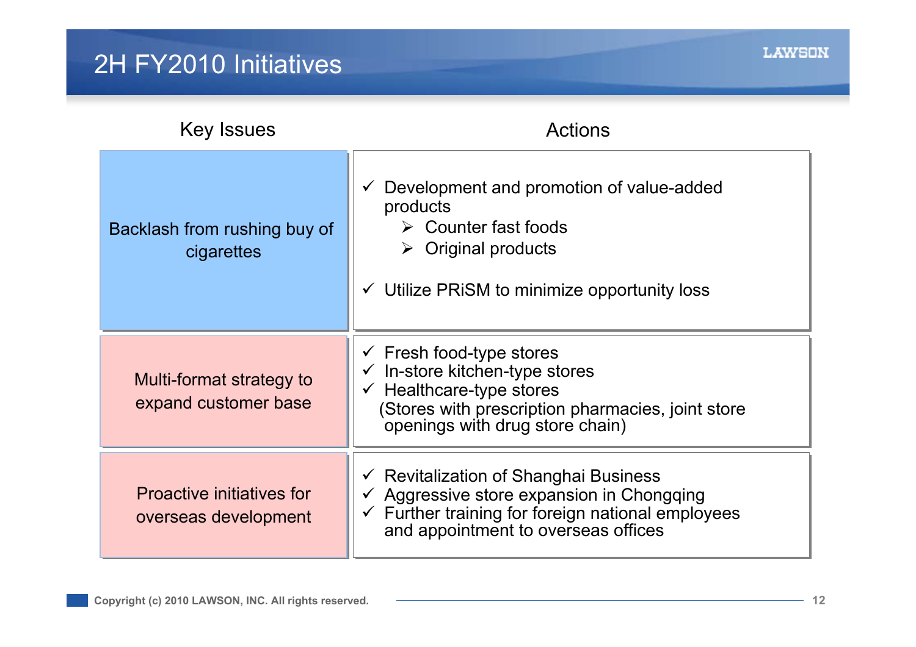# 2H FY2010 Initiatives

| Key Issues | Actions |
|---|---|
| Backlash from rushing buy of cigarettes | ✓ Development and promotion of value-added products<br>➢ Counter fast foods<br>➢ Original products<br>✓ Utilize PRiSM to minimize opportunity loss |
| Multi-format strategy to expand customer base | ✓ Fresh food-type stores<br>✓ In-store kitchen-type stores<br>✓ Healthcare-type stores<br>(Stores with prescription pharmacies, joint store openings with drug store chain) |
| Proactive initiatives for overseas development | ✓ Revitalization of Shanghai Business<br>✓ Aggressive store expansion in Chongqing<br>✓ Further training for foreign national employees and appointment to overseas offices |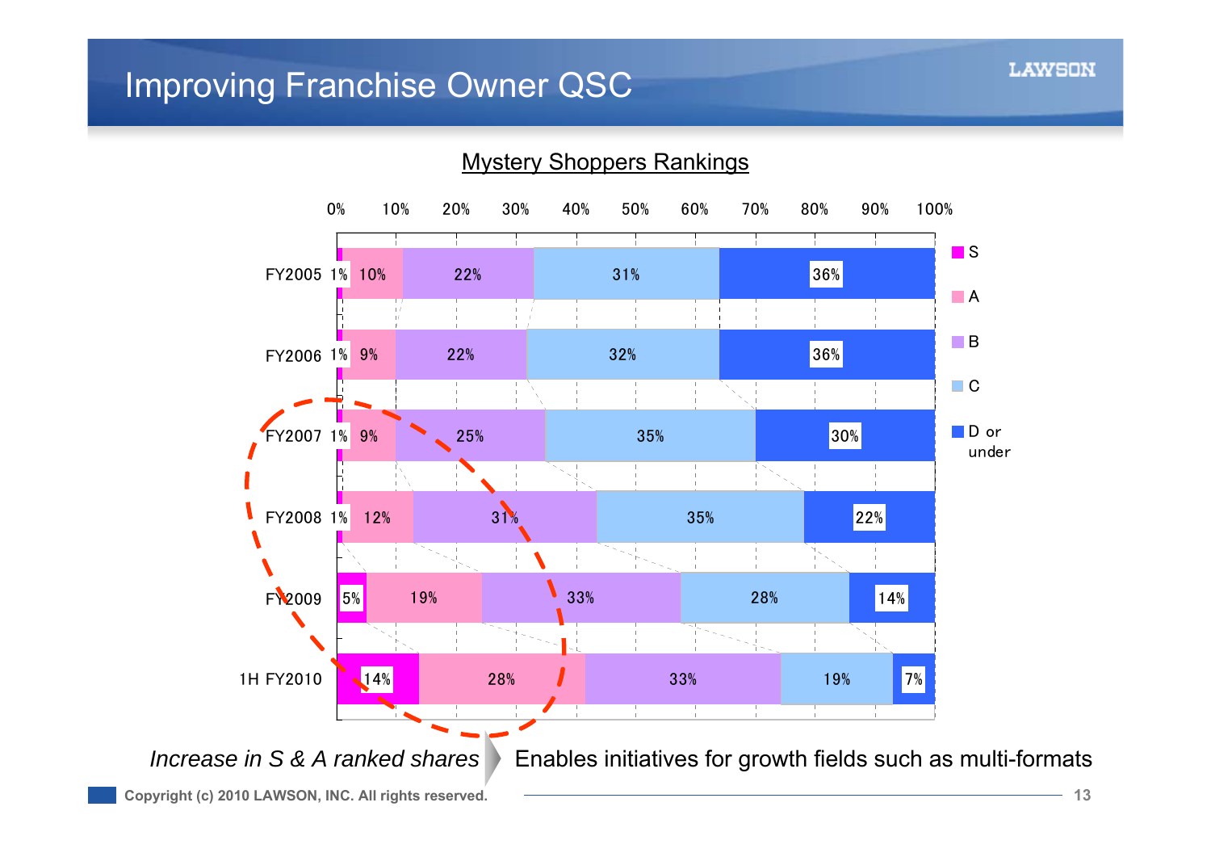# Improving Franchise Owner QSC

## Mystery Shoppers Rankings

| | S | A | B | C | D or under |
|---|---|---|---|---|---|
| FY2005 | 1% | 10% | 22% | 31% | 36% |
| FY2006 | 1% | 9% | 22% | 32% | 36% |
| FY2007 | 1% | 9% | 25% | 35% | 30% |
| FY2008 | 1% | 12% | 31% | 35% | 22% |
| FY2009 | 5% | 19% | 33% | 28% | 14% |
| 1H FY2010 | 14% | 28% | 33% | 19% | 7% |

*Increase in S & A ranked shares* → Enables initiatives for growth fields such as multi-formats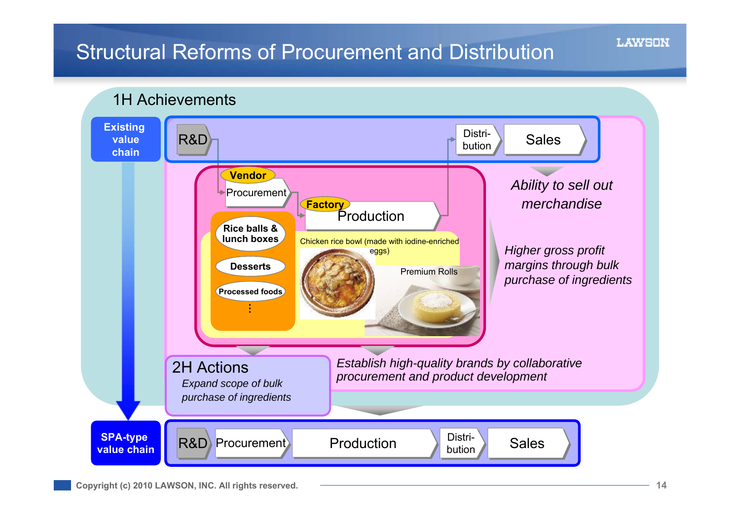# Structural Reforms of Procurement and Distribution

## 1H Achievements

**Existing value chain**

R&D → Distri-bution → Sales

**Vendor** — Procurement

**Factory** — Production

- **Rice balls & lunch boxes**
- **Desserts**
- **Processed foods**
- ⋮

Chicken rice bowl (made with iodine-enriched eggs)

Premium Rolls

*Ability to sell out merchandise*

*Higher gross profit margins through bulk purchase of ingredients*

*Establish high-quality brands by collaborative procurement and product development*

## 2H Actions

*Expand scope of bulk purchase of ingredients*

**SPA-type value chain**

R&D → Procurement → Production → Distri-bution → Sales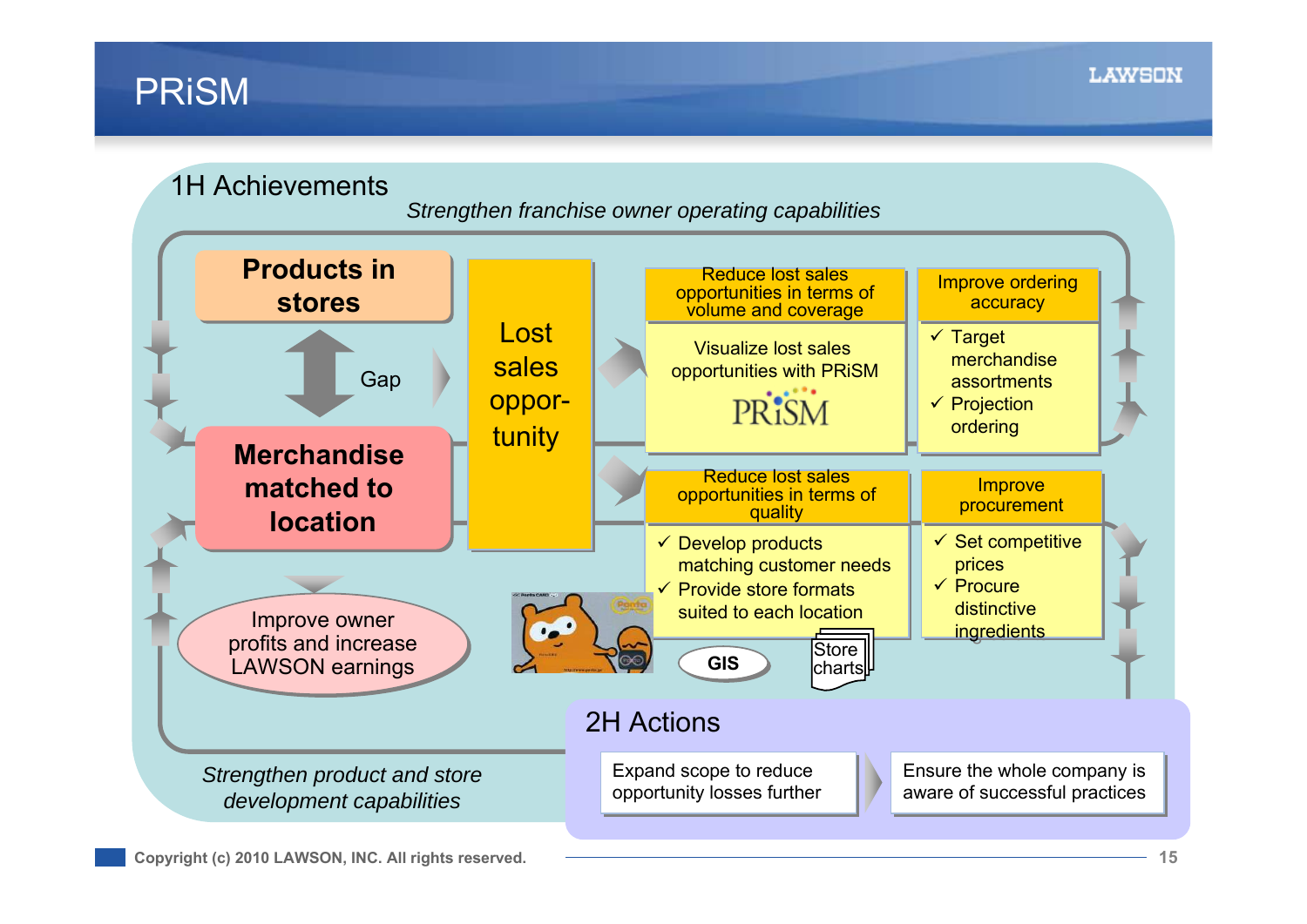# PRiSM

## 1H Achievements

*Strengthen franchise owner operating capabilities*

**Products in stores**

Gap

**Merchandise matched to location**

Improve owner profits and increase LAWSON earnings

Lost sales opportunity

**Reduce lost sales opportunities in terms of volume and coverage**

Visualize lost sales opportunities with PRiSM

PRiSM

**Improve ordering accuracy**

- ✓ Target merchandise assortments
- ✓ Projection ordering

**Reduce lost sales opportunities in terms of quality**

- ✓ Develop products matching customer needs
- ✓ Provide store formats suited to each location

GIS

Store charts

**Improve procurement**

- ✓ Set competitive prices
- ✓ Procure distinctive ingredients

*Strengthen product and store development capabilities*

## 2H Actions

Expand scope to reduce opportunity losses further → Ensure the whole company is aware of successful practices

Copyright (c) 2010 LAWSON, INC. All rights reserved.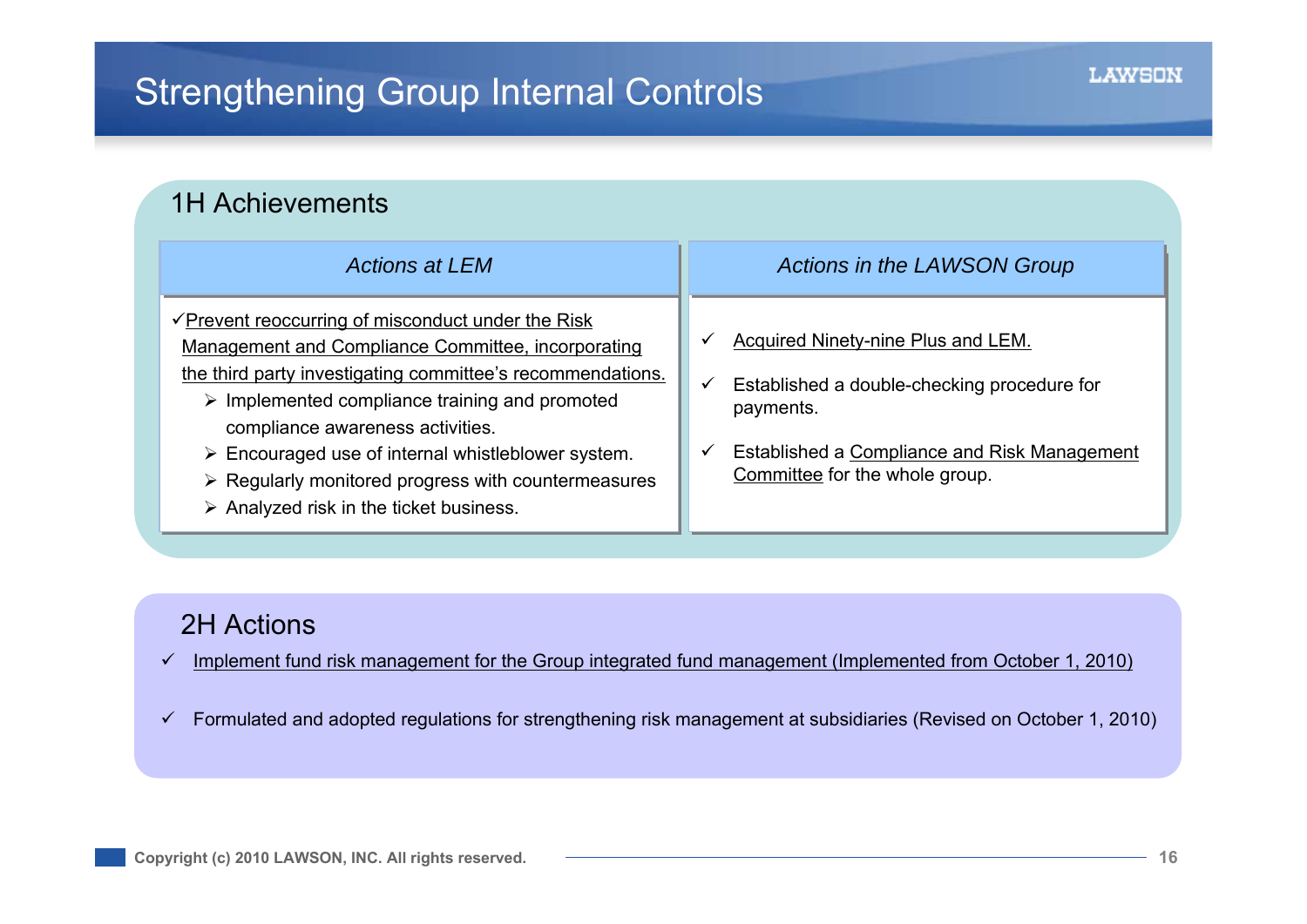# Strengthening Group Internal Controls

## 1H Achievements

### *Actions at LEM*

- ✓Prevent reoccurring of misconduct under the Risk Management and Compliance Committee, incorporating the third party investigating committee's recommendations.
  - Implemented compliance training and promoted compliance awareness activities.
  - Encouraged use of internal whistleblower system.
  - Regularly monitored progress with countermeasures
  - Analyzed risk in the ticket business.

### *Actions in the LAWSON Group*

- ✓ Acquired Ninety-nine Plus and LEM.
- ✓ Established a double-checking procedure for payments.
- ✓ Established a Compliance and Risk Management Committee for the whole group.

## 2H Actions

- ✓ Implement fund risk management for the Group integrated fund management (Implemented from October 1, 2010)
- ✓ Formulated and adopted regulations for strengthening risk management at subsidiaries (Revised on October 1, 2010)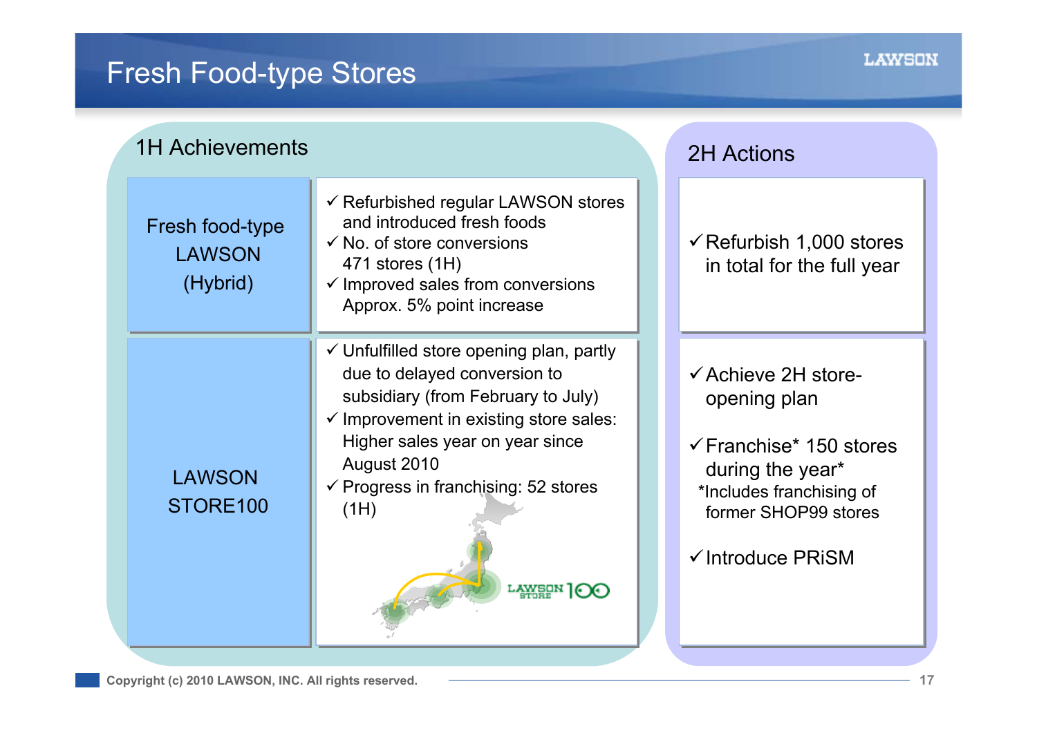# Fresh Food-type Stores

| | 1H Achievements | 2H Actions |
|---|---|---|
| Fresh food-type LAWSON (Hybrid) | ✓ Refurbished regular LAWSON stores and introduced fresh foods<br>✓ No. of store conversions 471 stores (1H)<br>✓ Improved sales from conversions Approx. 5% point increase | ✓ Refurbish 1,000 stores in total for the full year |
| LAWSON STORE100 | ✓ Unfulfilled store opening plan, partly due to delayed conversion to subsidiary (from February to July)<br>✓ Improvement in existing store sales: Higher sales year on year since August 2010<br>✓ Progress in franchising: 52 stores (1H) | ✓ Achieve 2H store-opening plan<br>✓ Franchise* 150 stores during the year*<br>*Includes franchising of former SHOP99 stores<br>✓ Introduce PRiSM |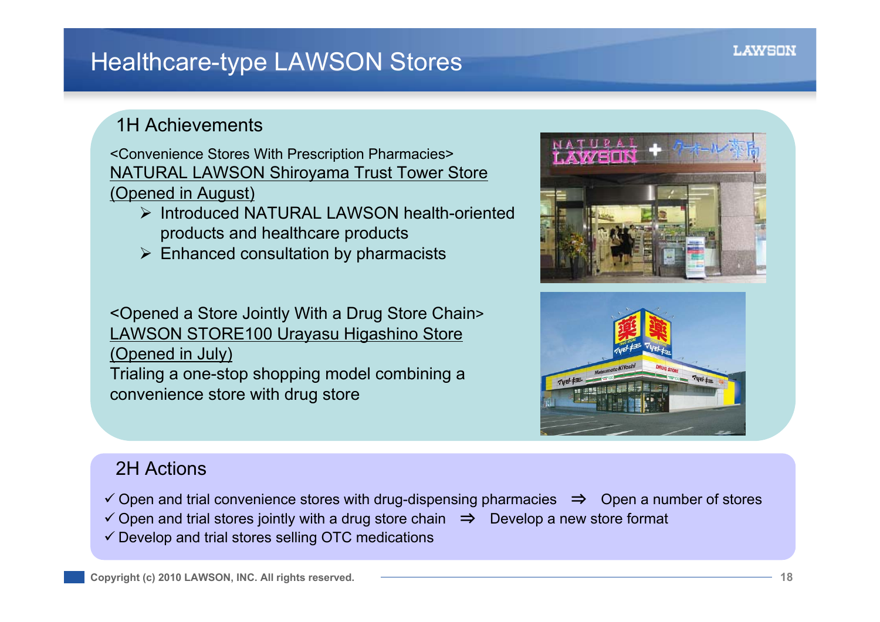# Healthcare-type LAWSON Stores

## 1H Achievements

<Convenience Stores With Prescription Pharmacies>

NATURAL LAWSON Shiroyama Trust Tower Store (Opened in August)

- Introduced NATURAL LAWSON health-oriented products and healthcare products
- Enhanced consultation by pharmacists

<Opened a Store Jointly With a Drug Store Chain>

LAWSON STORE100 Urayasu Higashino Store (Opened in July)

Trialing a one-stop shopping model combining a convenience store with drug store

## 2H Actions

- ✓ Open and trial convenience stores with drug-dispensing pharmacies ⇒ Open a number of stores
- ✓ Open and trial stores jointly with a drug store chain ⇒ Develop a new store format
- ✓ Develop and trial stores selling OTC medications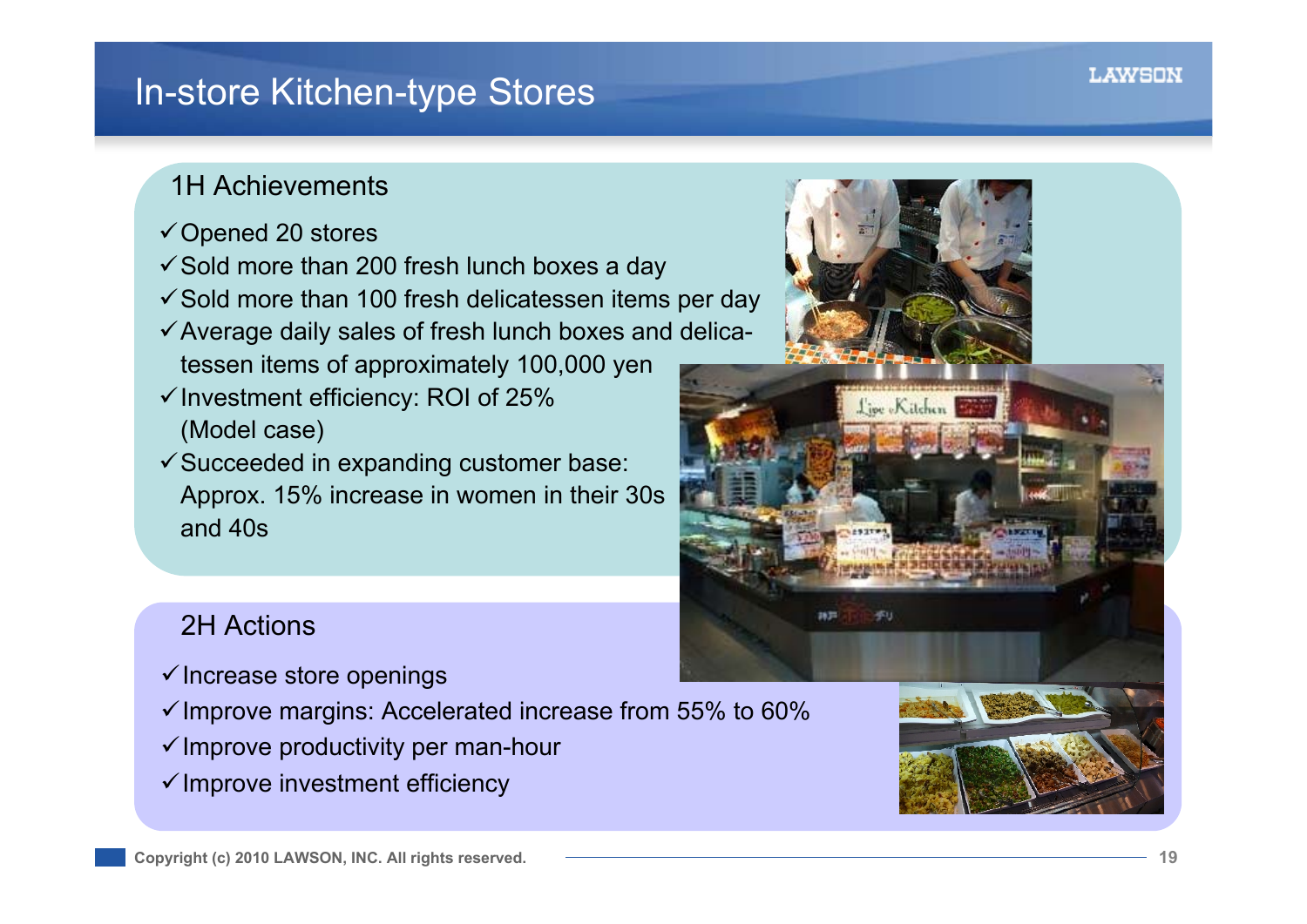# In-store Kitchen-type Stores

## 1H Achievements

- ✓Opened 20 stores
- ✓Sold more than 200 fresh lunch boxes a day
- ✓Sold more than 100 fresh delicatessen items per day
- ✓Average daily sales of fresh lunch boxes and delicatessen items of approximately 100,000 yen
- ✓Investment efficiency: ROI of 25% (Model case)
- ✓Succeeded in expanding customer base: Approx. 15% increase in women in their 30s and 40s

## 2H Actions

- ✓Increase store openings
- ✓Improve margins: Accelerated increase from 55% to 60%
- ✓Improve productivity per man-hour
- ✓Improve investment efficiency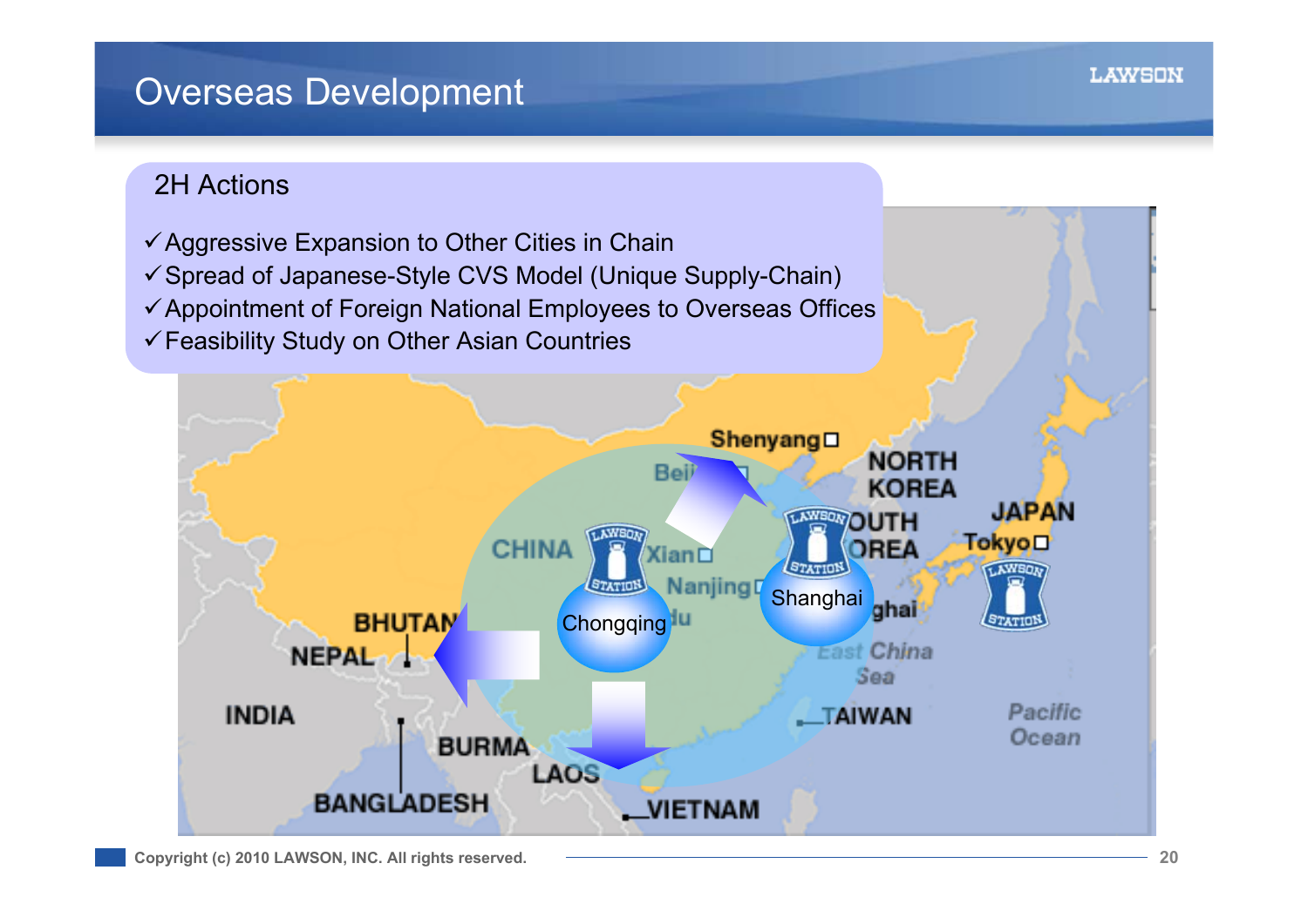# Overseas Development

## 2H Actions

- ✓Aggressive Expansion to Other Cities in Chain
- ✓Spread of Japanese-Style CVS Model (Unique Supply-Chain)
- ✓Appointment of Foreign National Employees to Overseas Offices
- ✓Feasibility Study on Other Asian Countries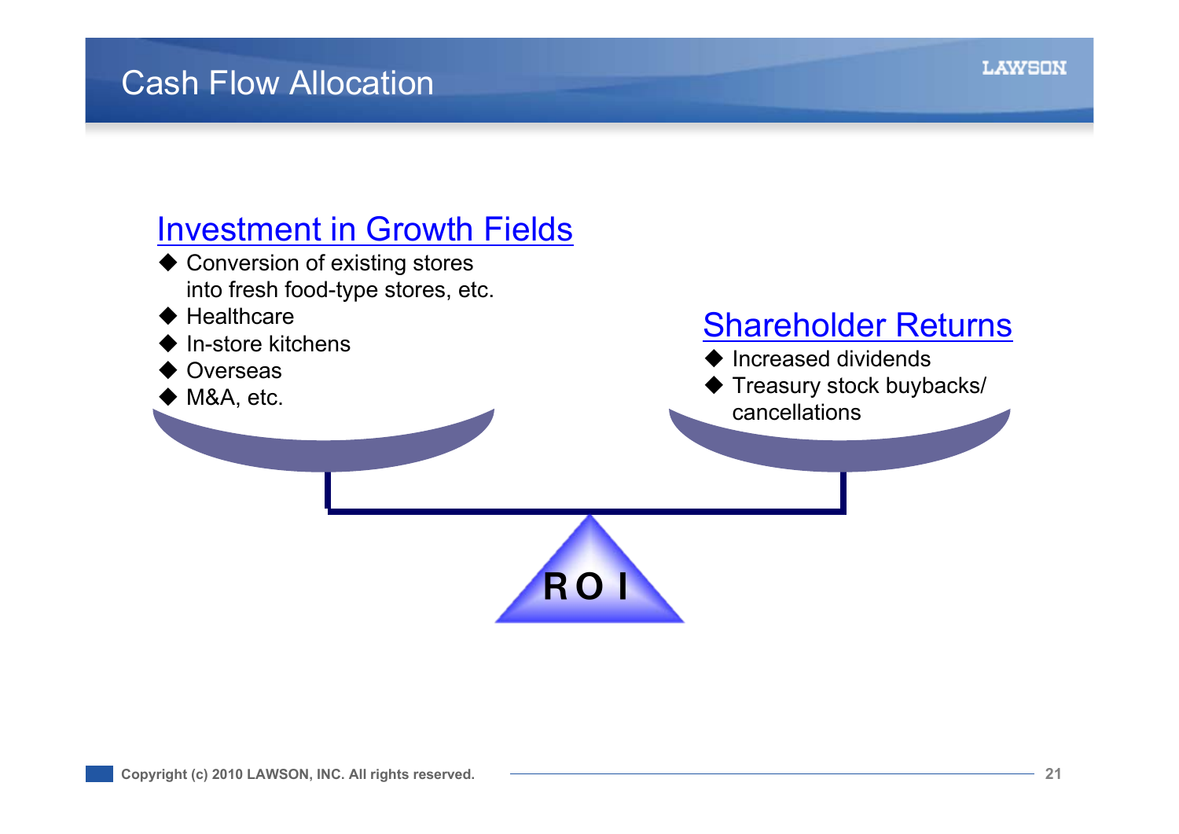# Cash Flow Allocation

## Investment in Growth Fields

- Conversion of existing stores into fresh food-type stores, etc.
- Healthcare
- In-store kitchens
- Overseas
- M&A, etc.

## Shareholder Returns

- Increased dividends
- Treasury stock buybacks/ cancellations

ROI

Copyright (c) 2010 LAWSON, INC. All rights reserved.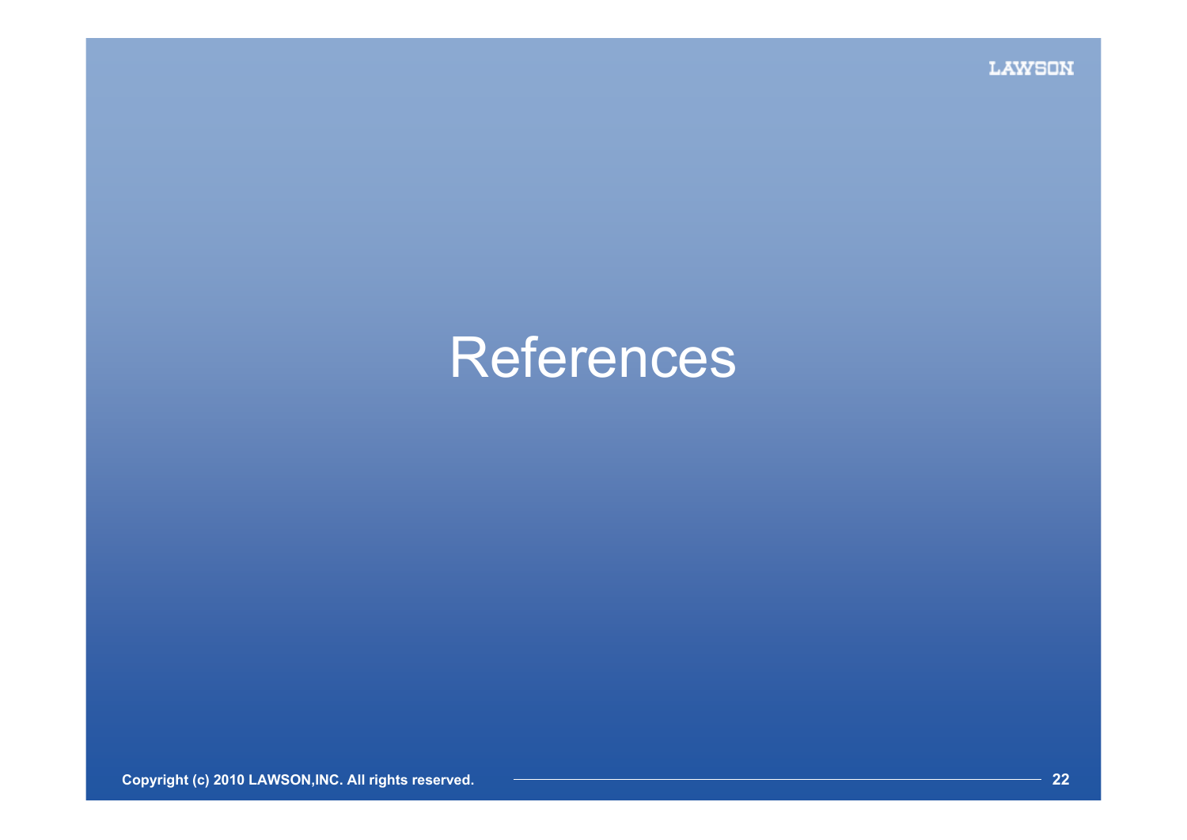# References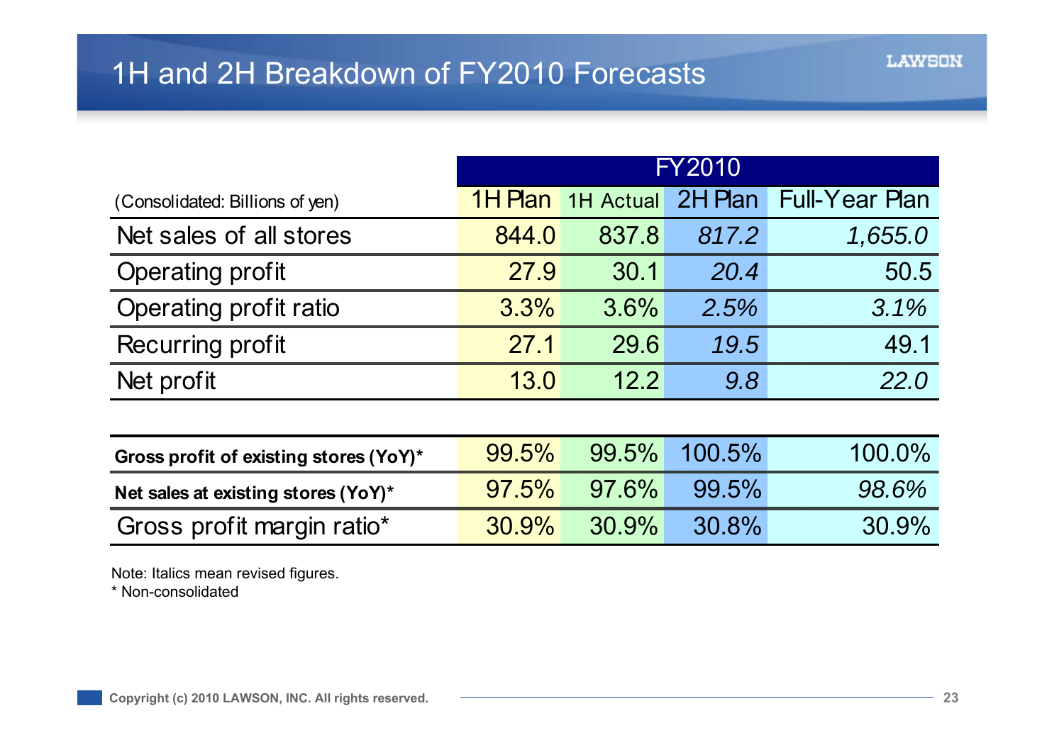# 1H and 2H Breakdown of FY2010 Forecasts

| (Consolidated: Billions of yen) | FY2010 | | | |
|---|---|---|---|---|
| | 1H Plan | 1H Actual | 2H Plan | Full-Year Plan |
| Net sales of all stores | 844.0 | 837.8 | *817.2* | *1,655.0* |
| Operating profit | 27.9 | 30.1 | *20.4* | 50.5 |
| Operating profit ratio | 3.3% | 3.6% | *2.5%* | *3.1%* |
| Recurring profit | 27.1 | 29.6 | *19.5* | 49.1 |
| Net profit | 13.0 | 12.2 | *9.8* | *22.0* |

| | 1H Plan | 1H Actual | 2H Plan | Full-Year Plan |
|---|---|---|---|---|
| **Gross profit of existing stores (YoY)*** | 99.5% | 99.5% | 100.5% | 100.0% |
| **Net sales at existing stores (YoY)*** | 97.5% | 97.6% | 99.5% | *98.6%* |
| Gross profit margin ratio* | 30.9% | 30.9% | 30.8% | 30.9% |

Note: Italics mean revised figures.

* Non-consolidated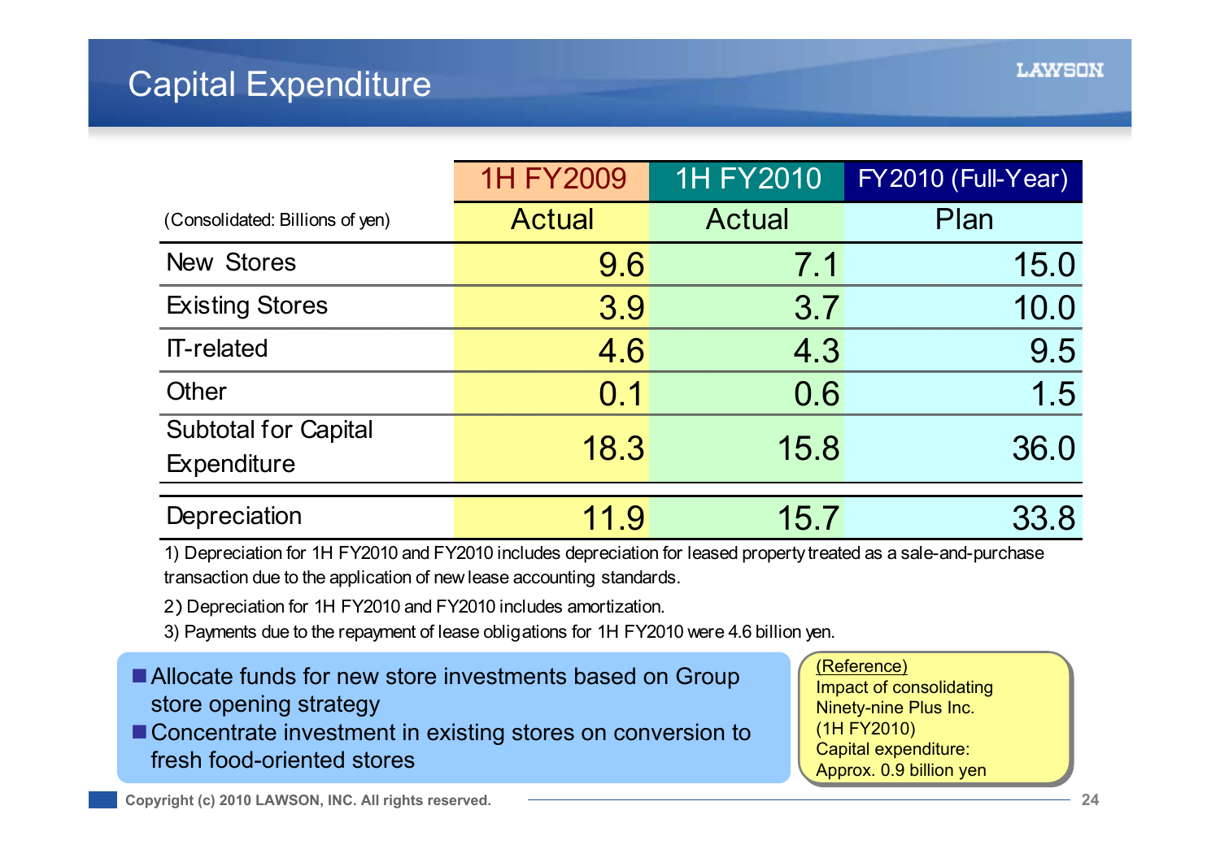# Capital Expenditure

| (Consolidated: Billions of yen) | 1H FY2009 Actual | 1H FY2010 Actual | FY2010 (Full-Year) Plan |
|---|---|---|---|
| New Stores | 9.6 | 7.1 | 15.0 |
| Existing Stores | 3.9 | 3.7 | 10.0 |
| IT-related | 4.6 | 4.3 | 9.5 |
| Other | 0.1 | 0.6 | 1.5 |
| Subtotal for Capital Expenditure | 18.3 | 15.8 | 36.0 |
| Depreciation | 11.9 | 15.7 | 33.8 |

1) Depreciation for 1H FY2010 and FY2010 includes depreciation for leased property treated as a sale-and-purchase transaction due to the application of new lease accounting standards.

2) Depreciation for 1H FY2010 and FY2010 includes amortization.

3) Payments due to the repayment of lease obligations for 1H FY2010 were 4.6 billion yen.

- Allocate funds for new store investments based on Group store opening strategy
- Concentrate investment in existing stores on conversion to fresh food-oriented stores

(Reference)
Impact of consolidating Ninety-nine Plus Inc. (1H FY2010)
Capital expenditure: Approx. 0.9 billion yen